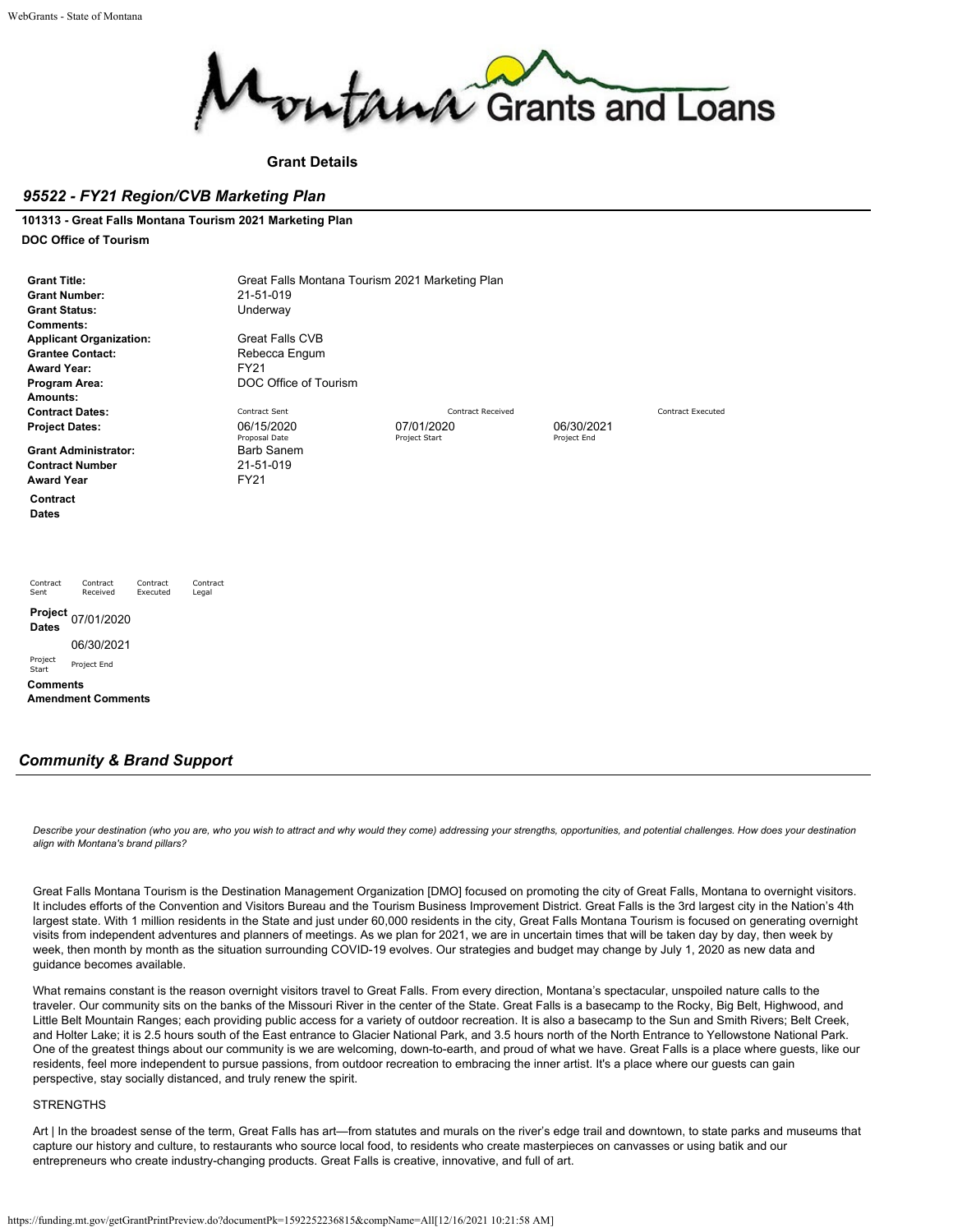Montana Grants and Loans

**Grant Details**

## *95522 - FY21 Region/CVB Marketing Plan*

**101313 - Great Falls Montana Tourism 2021 Marketing Plan**

**DOC Office of Tourism**

| | | | |
|---|---|---|---|
| **Grant Title:** | Great Falls Montana Tourism 2021 Marketing Plan | | |
| **Grant Number:** | 21-51-019 | | |
| **Grant Status:** | Underway | | |
| **Comments:** | | | |
| **Applicant Organization:** | Great Falls CVB | | |
| **Grantee Contact:** | Rebecca Engum | | |
| **Award Year:** | FY21 | | |
| **Program Area:** | DOC Office of Tourism | | |
| **Amounts:** | | | |
| **Contract Dates:** | Contract Sent | Contract Received | Contract Executed |
| **Project Dates:** | 06/15/2020 (Proposal Date) | 07/01/2020 (Project Start) | 06/30/2021 (Project End) |
| **Grant Administrator:** | Barb Sanem | | |
| **Contract Number** | 21-51-019 | | |
| **Award Year** | FY21 | | |

**Contract Dates**

| Contract Sent | Contract Received | Contract Executed | Contract Legal |
|---|---|---|---|
| | | | |

**Project Dates**

| Project Start | Project End |
|---|---|
| 07/01/2020 | 06/30/2021 |

**Comments**

**Amendment Comments**

## *Community & Brand Support*

*Describe your destination (who you are, who you wish to attract and why would they come) addressing your strengths, opportunities, and potential challenges. How does your destination align with Montana's brand pillars?*

Great Falls Montana Tourism is the Destination Management Organization [DMO] focused on promoting the city of Great Falls, Montana to overnight visitors. It includes efforts of the Convention and Visitors Bureau and the Tourism Business Improvement District. Great Falls is the 3rd largest city in the Nation's 4th largest state. With 1 million residents in the State and just under 60,000 residents in the city, Great Falls Montana Tourism is focused on generating overnight visits from independent adventures and planners of meetings. As we plan for 2021, we are in uncertain times that will be taken day by day, then week by week, then month by month as the situation surrounding COVID-19 evolves. Our strategies and budget may change by July 1, 2020 as new data and guidance becomes available.

What remains constant is the reason overnight visitors travel to Great Falls. From every direction, Montana's spectacular, unspoiled nature calls to the traveler. Our community sits on the banks of the Missouri River in the center of the State. Great Falls is a basecamp to the Rocky, Big Belt, Highwood, and Little Belt Mountain Ranges; each providing public access for a variety of outdoor recreation. It is also a basecamp to the Sun and Smith Rivers; Belt Creek, and Holter Lake; it is 2.5 hours south of the East entrance to Glacier National Park, and 3.5 hours north of the North Entrance to Yellowstone National Park. One of the greatest things about our community is we are welcoming, down-to-earth, and proud of what we have. Great Falls is a place where guests, like our residents, feel more independent to pursue passions, from outdoor recreation to embracing the inner artist. It's a place where our guests can gain perspective, stay socially distanced, and truly renew the spirit.

STRENGTHS

Art | In the broadest sense of the term, Great Falls has art—from statutes and murals on the river's edge trail and downtown, to state parks and museums that capture our history and culture, to restaurants who source local food, to residents who create masterpieces on canvasses or using batik and our entrepreneurs who create industry-changing products. Great Falls is creative, innovative, and full of art.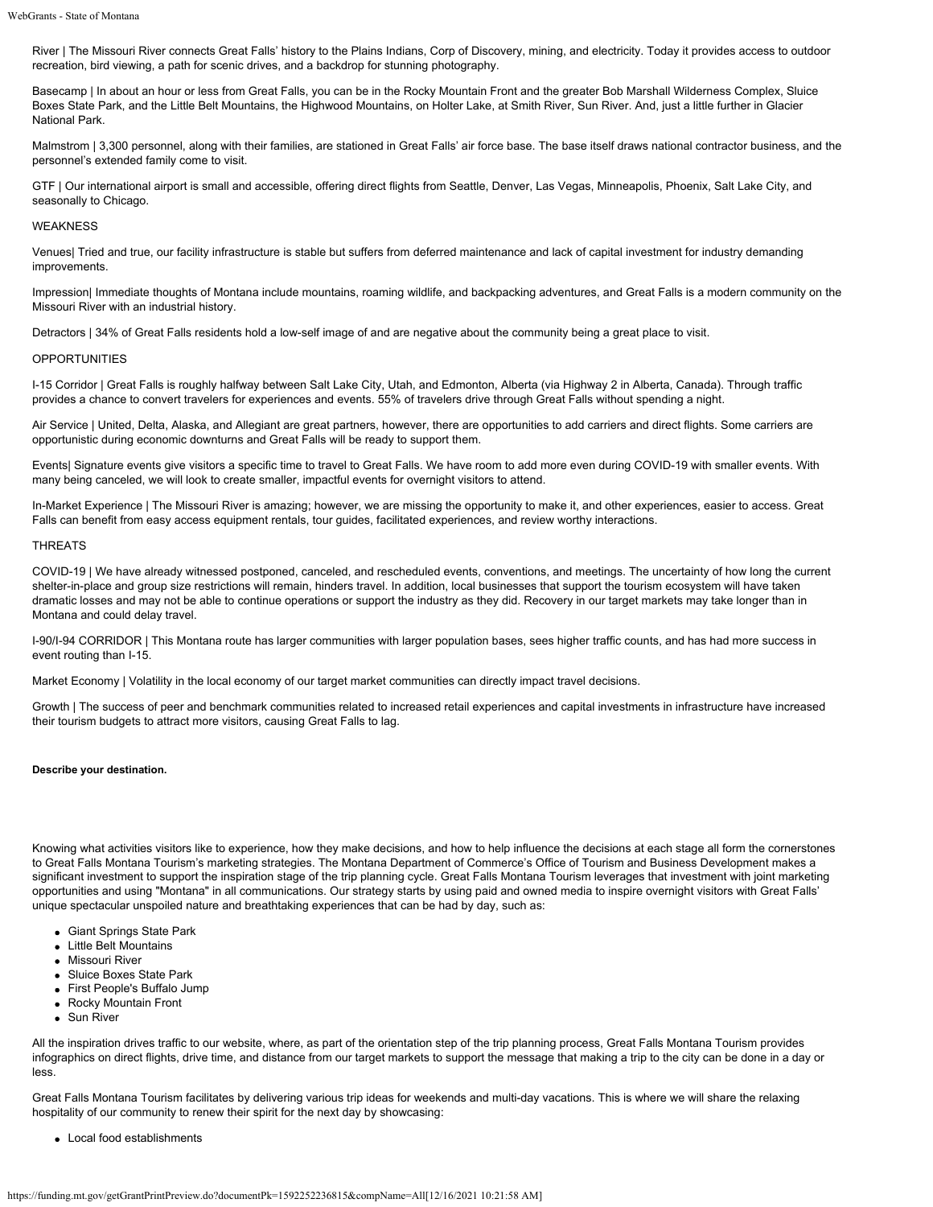River | The Missouri River connects Great Falls' history to the Plains Indians, Corp of Discovery, mining, and electricity. Today it provides access to outdoor recreation, bird viewing, a path for scenic drives, and a backdrop for stunning photography.

Basecamp | In about an hour or less from Great Falls, you can be in the Rocky Mountain Front and the greater Bob Marshall Wilderness Complex, Sluice Boxes State Park, and the Little Belt Mountains, the Highwood Mountains, on Holter Lake, at Smith River, Sun River. And, just a little further in Glacier National Park.

Malmstrom | 3,300 personnel, along with their families, are stationed in Great Falls' air force base. The base itself draws national contractor business, and the personnel's extended family come to visit.

GTF | Our international airport is small and accessible, offering direct flights from Seattle, Denver, Las Vegas, Minneapolis, Phoenix, Salt Lake City, and seasonally to Chicago.

WEAKNESS

Venues| Tried and true, our facility infrastructure is stable but suffers from deferred maintenance and lack of capital investment for industry demanding improvements.

Impression| Immediate thoughts of Montana include mountains, roaming wildlife, and backpacking adventures, and Great Falls is a modern community on the Missouri River with an industrial history.

Detractors | 34% of Great Falls residents hold a low-self image of and are negative about the community being a great place to visit.

OPPORTUNITIES

I-15 Corridor | Great Falls is roughly halfway between Salt Lake City, Utah, and Edmonton, Alberta (via Highway 2 in Alberta, Canada). Through traffic provides a chance to convert travelers for experiences and events. 55% of travelers drive through Great Falls without spending a night.

Air Service | United, Delta, Alaska, and Allegiant are great partners, however, there are opportunities to add carriers and direct flights. Some carriers are opportunistic during economic downturns and Great Falls will be ready to support them.

Events| Signature events give visitors a specific time to travel to Great Falls. We have room to add more even during COVID-19 with smaller events. With many being canceled, we will look to create smaller, impactful events for overnight visitors to attend.

In-Market Experience | The Missouri River is amazing; however, we are missing the opportunity to make it, and other experiences, easier to access. Great Falls can benefit from easy access equipment rentals, tour guides, facilitated experiences, and review worthy interactions.

THREATS

COVID-19 | We have already witnessed postponed, canceled, and rescheduled events, conventions, and meetings. The uncertainty of how long the current shelter-in-place and group size restrictions will remain, hinders travel. In addition, local businesses that support the tourism ecosystem will have taken dramatic losses and may not be able to continue operations or support the industry as they did. Recovery in our target markets may take longer than in Montana and could delay travel.

I-90/I-94 CORRIDOR | This Montana route has larger communities with larger population bases, sees higher traffic counts, and has had more success in event routing than I-15.

Market Economy | Volatility in the local economy of our target market communities can directly impact travel decisions.

Growth | The success of peer and benchmark communities related to increased retail experiences and capital investments in infrastructure have increased their tourism budgets to attract more visitors, causing Great Falls to lag.

**Describe your destination.**

Knowing what activities visitors like to experience, how they make decisions, and how to help influence the decisions at each stage all form the cornerstones to Great Falls Montana Tourism's marketing strategies. The Montana Department of Commerce's Office of Tourism and Business Development makes a significant investment to support the inspiration stage of the trip planning cycle. Great Falls Montana Tourism leverages that investment with joint marketing opportunities and using "Montana" in all communications. Our strategy starts by using paid and owned media to inspire overnight visitors with Great Falls' unique spectacular unspoiled nature and breathtaking experiences that can be had by day, such as:

- Giant Springs State Park
- Little Belt Mountains
- Missouri River
- Sluice Boxes State Park
- First People's Buffalo Jump
- Rocky Mountain Front
- Sun River

All the inspiration drives traffic to our website, where, as part of the orientation step of the trip planning process, Great Falls Montana Tourism provides infographics on direct flights, drive time, and distance from our target markets to support the message that making a trip to the city can be done in a day or less.

Great Falls Montana Tourism facilitates by delivering various trip ideas for weekends and multi-day vacations. This is where we will share the relaxing hospitality of our community to renew their spirit for the next day by showcasing:

- Local food establishments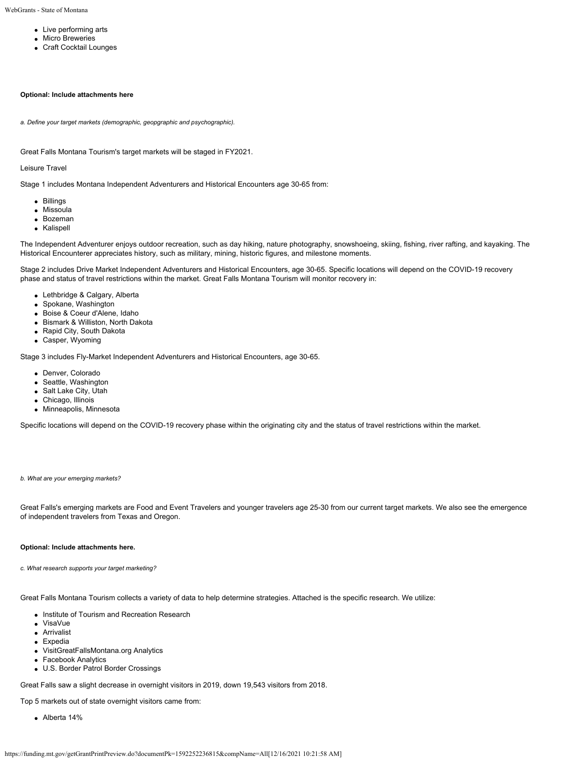- Live performing arts
- Micro Breweries
- Craft Cocktail Lounges

**Optional: Include attachments here**

*a. Define your target markets (demographic, geopgraphic and psychographic).*

Great Falls Montana Tourism's target markets will be staged in FY2021.

Leisure Travel

Stage 1 includes Montana Independent Adventurers and Historical Encounters age 30-65 from:

- Billings
- Missoula
- Bozeman
- Kalispell

The Independent Adventurer enjoys outdoor recreation, such as day hiking, nature photography, snowshoeing, skiing, fishing, river rafting, and kayaking. The Historical Encounterer appreciates history, such as military, mining, historic figures, and milestone moments.

Stage 2 includes Drive Market Independent Adventurers and Historical Encounters, age 30-65. Specific locations will depend on the COVID-19 recovery phase and status of travel restrictions within the market. Great Falls Montana Tourism will monitor recovery in:

- Lethbridge & Calgary, Alberta
- Spokane, Washington
- Boise & Coeur d'Alene, Idaho
- Bismark & Williston, North Dakota
- Rapid City, South Dakota
- Casper, Wyoming

Stage 3 includes Fly-Market Independent Adventurers and Historical Encounters, age 30-65.

- Denver, Colorado
- Seattle, Washington
- Salt Lake City, Utah
- Chicago, Illinois
- Minneapolis, Minnesota

Specific locations will depend on the COVID-19 recovery phase within the originating city and the status of travel restrictions within the market.

*b. What are your emerging markets?*

Great Falls's emerging markets are Food and Event Travelers and younger travelers age 25-30 from our current target markets. We also see the emergence of independent travelers from Texas and Oregon.

**Optional: Include attachments here.**

*c. What research supports your target marketing?*

Great Falls Montana Tourism collects a variety of data to help determine strategies. Attached is the specific research. We utilize:

- Institute of Tourism and Recreation Research
- VisaVue
- Arrivalist
- Expedia
- VisitGreatFallsMontana.org Analytics
- Facebook Analytics
- U.S. Border Patrol Border Crossings

Great Falls saw a slight decrease in overnight visitors in 2019, down 19,543 visitors from 2018.

Top 5 markets out of state overnight visitors came from:

- Alberta 14%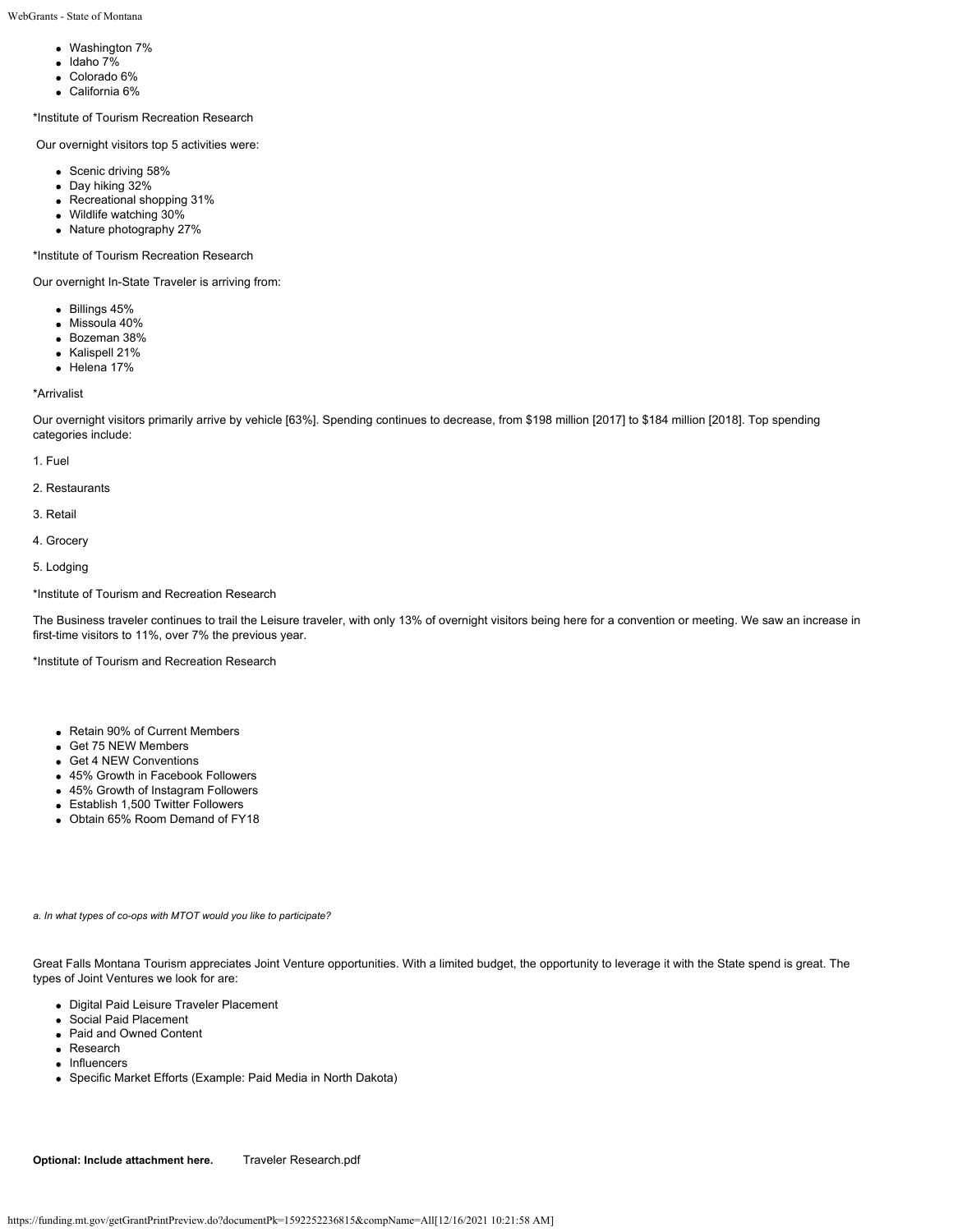- Washington 7%
- Idaho 7%
- Colorado 6%
- California 6%

*Institute of Tourism Recreation Research

Our overnight visitors top 5 activities were:

- Scenic driving 58%
- Day hiking 32%
- Recreational shopping 31%
- Wildlife watching 30%
- Nature photography 27%

*Institute of Tourism Recreation Research

Our overnight In-State Traveler is arriving from:

- Billings 45%
- Missoula 40%
- Bozeman 38%
- Kalispell 21%
- Helena 17%

*Arrivalist

Our overnight visitors primarily arrive by vehicle [63%]. Spending continues to decrease, from $198 million [2017] to $184 million [2018]. Top spending categories include:

1. Fuel
2. Restaurants
3. Retail
4. Grocery
5. Lodging

*Institute of Tourism and Recreation Research

The Business traveler continues to trail the Leisure traveler, with only 13% of overnight visitors being here for a convention or meeting. We saw an increase in first-time visitors to 11%, over 7% the previous year.

*Institute of Tourism and Recreation Research

- Retain 90% of Current Members
- Get 75 NEW Members
- Get 4 NEW Conventions
- 45% Growth in Facebook Followers
- 45% Growth of Instagram Followers
- Establish 1,500 Twitter Followers
- Obtain 65% Room Demand of FY18

*a. In what types of co-ops with MTOT would you like to participate?*

Great Falls Montana Tourism appreciates Joint Venture opportunities. With a limited budget, the opportunity to leverage it with the State spend is great. The types of Joint Ventures we look for are:

- Digital Paid Leisure Traveler Placement
- Social Paid Placement
- Paid and Owned Content
- Research
- Influencers
- Specific Market Efforts (Example: Paid Media in North Dakota)

**Optional: Include attachment here.** Traveler Research.pdf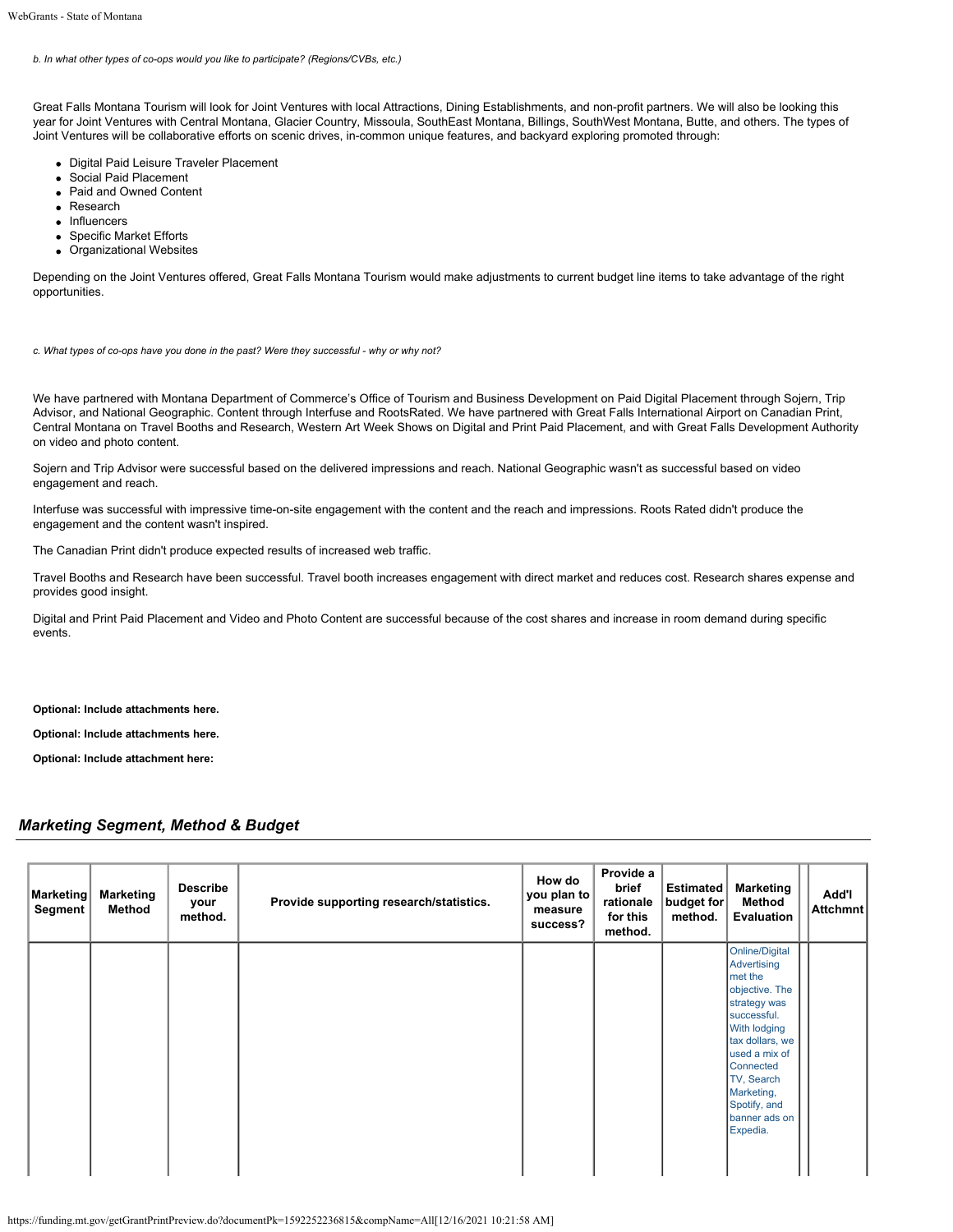*b. In what other types of co-ops would you like to participate? (Regions/CVBs, etc.)*

Great Falls Montana Tourism will look for Joint Ventures with local Attractions, Dining Establishments, and non-profit partners. We will also be looking this year for Joint Ventures with Central Montana, Glacier Country, Missoula, SouthEast Montana, Billings, SouthWest Montana, Butte, and others. The types of Joint Ventures will be collaborative efforts on scenic drives, in-common unique features, and backyard exploring promoted through:

- Digital Paid Leisure Traveler Placement
- Social Paid Placement
- Paid and Owned Content
- Research
- Influencers
- Specific Market Efforts
- Organizational Websites

Depending on the Joint Ventures offered, Great Falls Montana Tourism would make adjustments to current budget line items to take advantage of the right opportunities.

*c. What types of co-ops have you done in the past? Were they successful - why or why not?*

We have partnered with Montana Department of Commerce's Office of Tourism and Business Development on Paid Digital Placement through Sojern, Trip Advisor, and National Geographic. Content through Interfuse and RootsRated. We have partnered with Great Falls International Airport on Canadian Print, Central Montana on Travel Booths and Research, Western Art Week Shows on Digital and Print Paid Placement, and with Great Falls Development Authority on video and photo content.

Sojern and Trip Advisor were successful based on the delivered impressions and reach. National Geographic wasn't as successful based on video engagement and reach.

Interfuse was successful with impressive time-on-site engagement with the content and the reach and impressions. Roots Rated didn't produce the engagement and the content wasn't inspired.

The Canadian Print didn't produce expected results of increased web traffic.

Travel Booths and Research have been successful. Travel booth increases engagement with direct market and reduces cost. Research shares expense and provides good insight.

Digital and Print Paid Placement and Video and Photo Content are successful because of the cost shares and increase in room demand during specific events.

**Optional: Include attachments here.**

**Optional: Include attachments here.**

**Optional: Include attachment here:**

## *Marketing Segment, Method & Budget*

| Marketing Segment | Marketing Method | Describe your method. | Provide supporting research/statistics. | How do you plan to measure success? | Provide a brief rationale for this method. | Estimated budget for method. | Marketing Method Evaluation | | Add'l Attchmnt |
|---|---|---|---|---|---|---|---|---|---|
| | | | | | | | Online/Digital Advertising met the objective. The strategy was successful. With lodging tax dollars, we used a mix of Connected TV, Search Marketing, Spotify, and banner ads on Expedia. | | |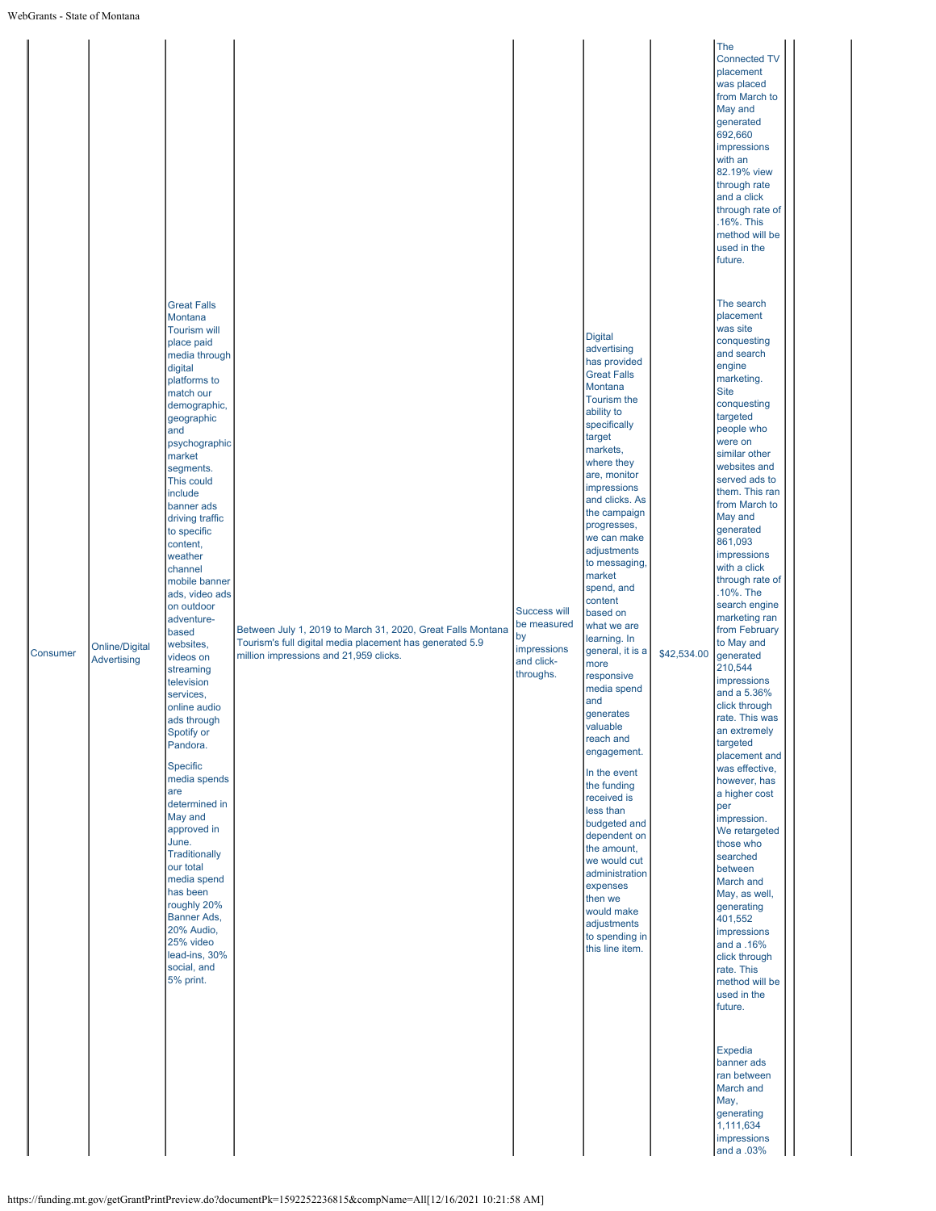| | | | | | | | | | |
|---|---|---|---|---|---|---|---|---|---|
| Consumer | Online/Digital Advertising | Great Falls Montana Tourism will place paid media through digital platforms to match our demographic, geographic and psychographic market segments. This could include banner ads driving traffic to specific content, weather channel mobile banner ads, video ads on outdoor adventure-based websites, videos on streaming television services, online audio ads through Spotify or Pandora.<br><br>Specific media spends are determined in May and approved in June. Traditionally our total media spend has been roughly 20% Banner Ads, 20% Audio, 25% video lead-ins, 30% social, and 5% print. | Between July 1, 2019 to March 31, 2020, Great Falls Montana Tourism's full digital media placement has generated 5.9 million impressions and 21,959 clicks. | Success will be measured by impressions and click-throughs. | Digital advertising has provided Great Falls Montana Tourism the ability to specifically target markets, where they are, monitor impressions and clicks. As the campaign progresses, we can make adjustments to messaging, market spend, and content based on what we are learning. In general, it is a more responsive media spend and generates valuable reach and engagement.<br><br>In the event the funding received is less than budgeted and dependent on the amount, we would cut administration expenses then we would make adjustments to spending in this line item. | $42,534.00 | The Connected TV placement was placed from March to May and generated 692,660 impressions with an 82.19% view through rate and a click through rate of .16%. This method will be used in the future.<br><br>The search placement was site conquesting and search engine marketing. Site conquesting targeted people who were on similar other websites and served ads to them. This ran from March to May and generated 861,093 impressions with a click through rate of .10%. The search engine marketing ran from February to May and generated 210,544 impressions and a 5.36% click through rate. This was an extremely targeted placement and was effective, however, has a higher cost per impression. We retargeted those who searched between March and May, as well, generating 401,552 impressions and a .16% click through rate. This method will be used in the future.<br><br>Expedia banner ads ran between March and May, generating 1,111,634 impressions and a .03% | | |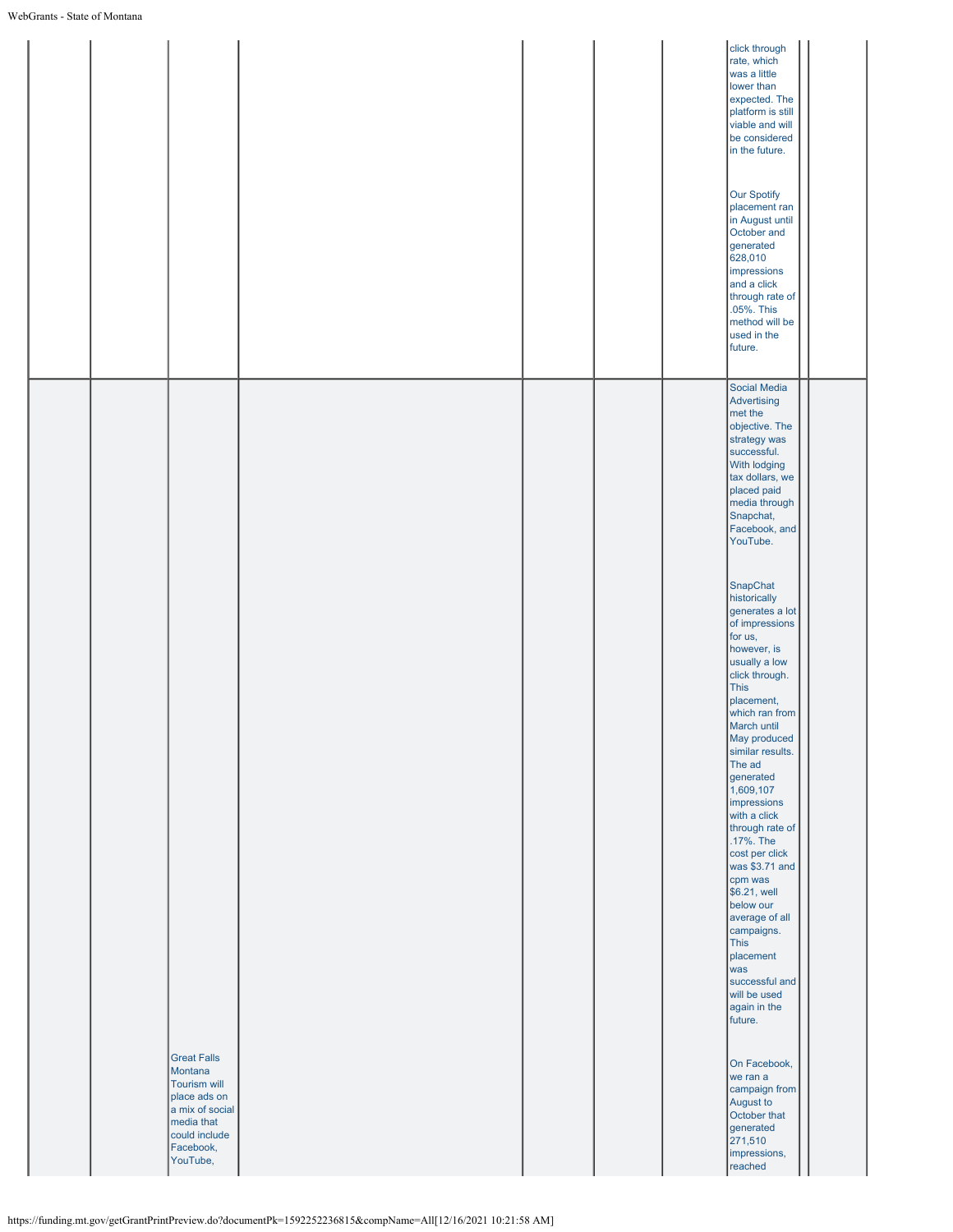| | | | | | | | | |
|---|---|---|---|---|---|---|---|---|
| | | | | | | click through rate, which was a little lower than expected. The platform is still viable and will be considered in the future.<br><br>Our Spotify placement ran in August until October and generated 628,010 impressions and a click through rate of .05%. This method will be used in the future. | | |
| | | Great Falls Montana Tourism will place ads on a mix of social media that could include Facebook, YouTube, | | | | Social Media Advertising met the objective. The strategy was successful. With lodging tax dollars, we placed paid media through Snapchat, Facebook, and YouTube.<br><br>SnapChat historically generates a lot of impressions for us, however, is usually a low click through. This placement, which ran from March until May produced similar results. The ad generated 1,609,107 impressions with a click through rate of .17%. The cost per click was $3.71 and cpm was $6.21, well below our average of all campaigns. This placement was successful and will be used again in the future.<br><br>On Facebook, we ran a campaign from August to October that generated 271,510 impressions, reached | | |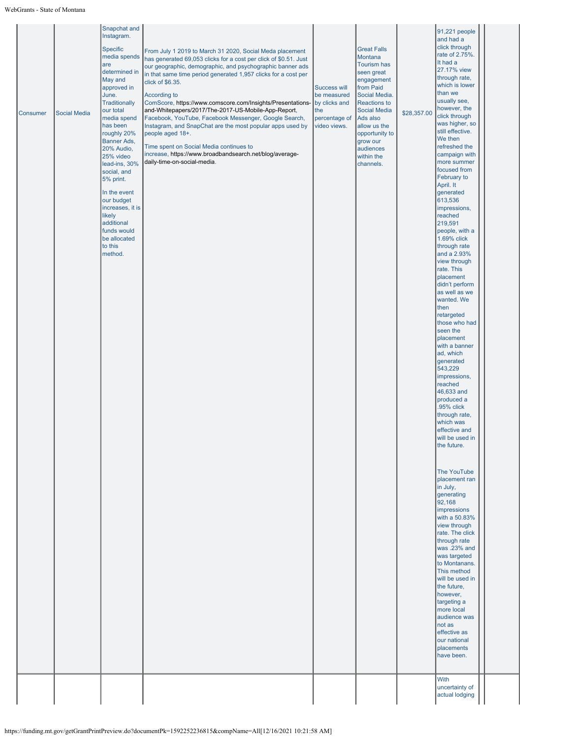| | | | | | | | | | |
|---|---|---|---|---|---|---|---|---|---|
| Consumer | Social Media | Snapchat and Instagram.<br><br>Specific media spends are determined in May and approved in June. Traditionally our total media spend has been roughly 20% Banner Ads, 20% Audio, 25% video lead-ins, 30% social, and 5% print.<br><br>In the event our budget increases, it is likely additional funds would be allocated to this method. | From July 1 2019 to March 31 2020, Social Meda placement has generated 69,053 clicks for a cost per click of $0.51. Just our geographic, demographic, and psychographic banner ads in that same time period generated 1,957 clicks for a cost per click of $6.35.<br><br>According to ComScore, https://www.comscore.com/Insights/Presentations-and-Whitepapers/2017/The-2017-US-Mobile-App-Report, Facebook, YouTube, Facebook Messenger, Google Search, Instagram, and SnapChat are the most popular apps used by people aged 18+.<br><br>Time spent on Social Media continues to increase, https://www.broadbandsearch.net/blog/average-daily-time-on-social-media. | Success will be measured by clicks and the percentage of video views. | Great Falls Montana Tourism has seen great engagement from Paid Social Media. Reactions to Social Media Ads also allow us the opportunity to grow our audiences within the channels. | $28,357.00 | 91,221 people and had a click through rate of 2.75%. It had a 27.17% view through rate, which is lower than we usually see, however, the click through was higher, so still effective. We then refreshed the campaign with more summer focused from February to April. It generated 613,536 impressions, reached 219,591 people, with a 1.69% click through rate and a 2.93% view through rate. This placement didn't perform as well as we wanted. We then retargeted those who had seen the placement with a banner ad, which generated 543,229 impressions, reached 46,633 and produced a .95% click through rate, which was effective and will be used in the future.<br><br>The YouTube placement ran in July, generating 92,168 impressions with a 50.83% view through rate. The click through rate was .23% and was targeted to Montanans. This method will be used in the future, however, targeting a more local audience was not as effective as our national placements have been. | | |
| | | | | | | | With uncertainty of actual lodging | | |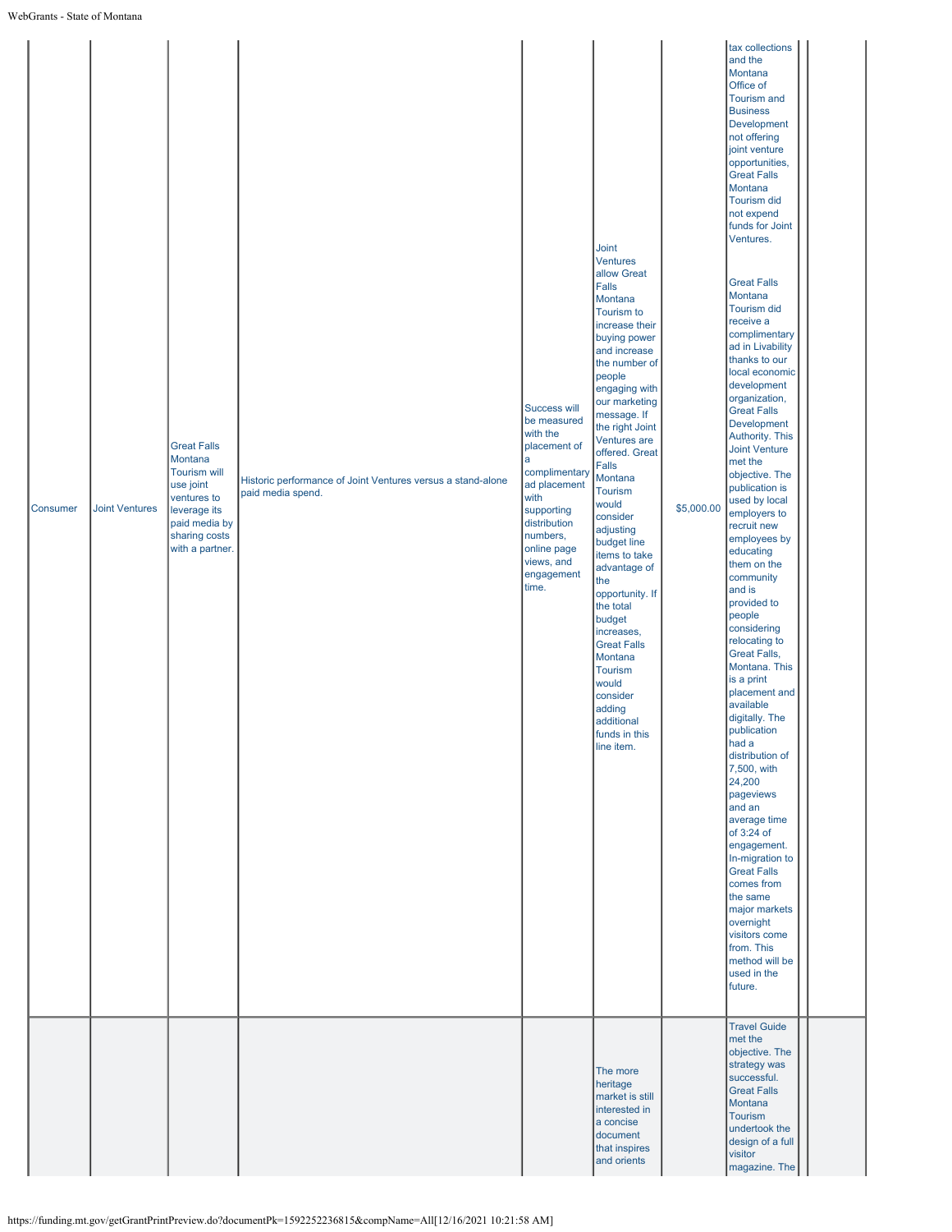| | | | | | | | | | |
|---|---|---|---|---|---|---|---|---|---|
| Consumer | Joint Ventures | Great Falls Montana Tourism will use joint ventures to leverage its paid media by sharing costs with a partner. | Historic performance of Joint Ventures versus a stand-alone paid media spend. | Success will be measured with the placement of a complimentary ad placement with supporting distribution numbers, online page views, and engagement time. | Joint Ventures allow Great Falls Montana Tourism to increase their buying power and increase the number of people engaging with our marketing message. If the right Joint Ventures are offered. Great Falls Montana Tourism would consider adjusting budget line items to take advantage of the opportunity. If the total budget increases, Great Falls Montana Tourism would consider adding additional funds in this line item. | $5,000.00 | tax collections and the Montana Office of Tourism and Business Development not offering joint venture opportunities, Great Falls Montana Tourism did not expend funds for Joint Ventures.<br><br>Great Falls Montana Tourism did receive a complimentary ad in Livability thanks to our local economic development organization, Great Falls Development Authority. This Joint Venture met the objective. The publication is used by local employers to recruit new employees by educating them on the community and is provided to people considering relocating to Great Falls, Montana. This is a print placement and available digitally. The publication had a distribution of 7,500, with 24,200 pageviews and an average time of 3:24 of engagement. In-migration to Great Falls comes from the same major markets overnight visitors come from. This method will be used in the future. | | |
| | | | | | The more heritage market is still interested in a concise document that inspires and orients | | Travel Guide met the objective. The strategy was successful. Great Falls Montana Tourism undertook the design of a full visitor magazine. The | | |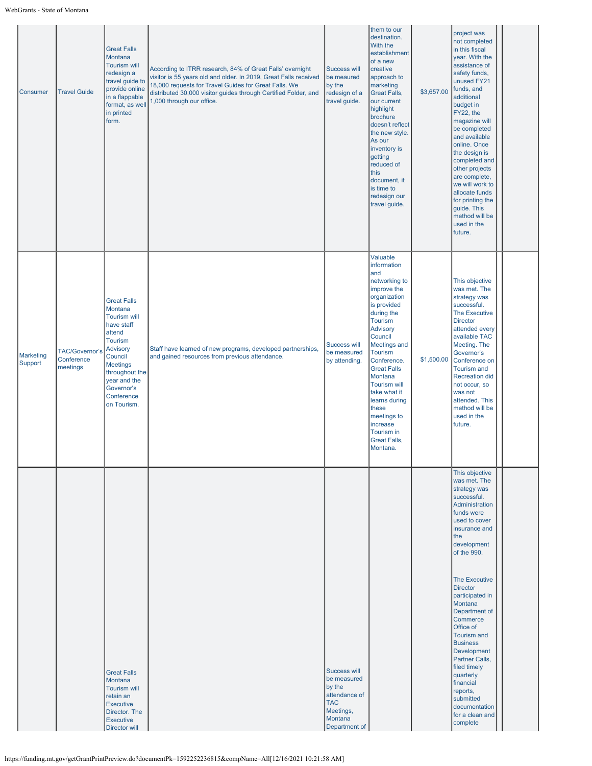| | | | | | | | | | |
|---|---|---|---|---|---|---|---|---|---|
| Consumer | Travel Guide | Great Falls Montana Tourism will redesign a travel guide to provide online in a flappable format, as well in printed form. | According to ITRR research, 84% of Great Falls' overnight visitor is 55 years old and older. In 2019, Great Falls received 18,000 requests for Travel Guides for Great Falls. We distributed 30,000 visitor guides through Certified Folder, and 1,000 through our office. | Success will be meaured by the redesign of a travel guide. | them to our destination. With the establishment of a new creative approach to marketing Great Falls, our current highlight brochure doesn't reflect the new style. As our inventory is getting reduced of this document, it is time to redesign our travel guide. | $3,657.00 | project was not completed in this fiscal year. With the assistance of safety funds, unused FY21 funds, and additional budget in FY22, the magazine will be completed and available online. Once the design is completed and other projects are complete, we will work to allocate funds for printing the guide. This method will be used in the future. | | |
| Marketing Support | TAC/Governor's Conference meetings | Great Falls Montana Tourism will have staff attend Tourism Advisory Council Meetings throughout the year and the Governor's Conference on Tourism. | Staff have learned of new programs, developed partnerships, and gained resources from previous attendance. | Success will be meaured by attending. | Valuable information and networking to improve the organization is provided during the Tourism Advisory Council Meetings and Tourism Conference. Great Falls Montana Tourism will take what it learns during these meetings to increase Tourism in Great Falls, Montana. | $1,500.00 | This objective was met. The strategy was successful. The Executive Director attended every available TAC Meeting. The Governor's Conference on Tourism and Recreation did not occur, so was not attended. This method will be used in the future. | | |
| | | Great Falls Montana Tourism will retain an Executive Director. The Executive Director will | | Success will be measured by the attendance of TAC Meetings, Montana Department of | | | This objective was met. The strategy was successful. Administration funds were used to cover insurance and the development of the 990.<br><br>The Executive Director participated in Montana Department of Commerce Office of Tourism and Business Development Partner Calls, filed timely quarterly financial reports, submitted documentation for a clean and complete | | |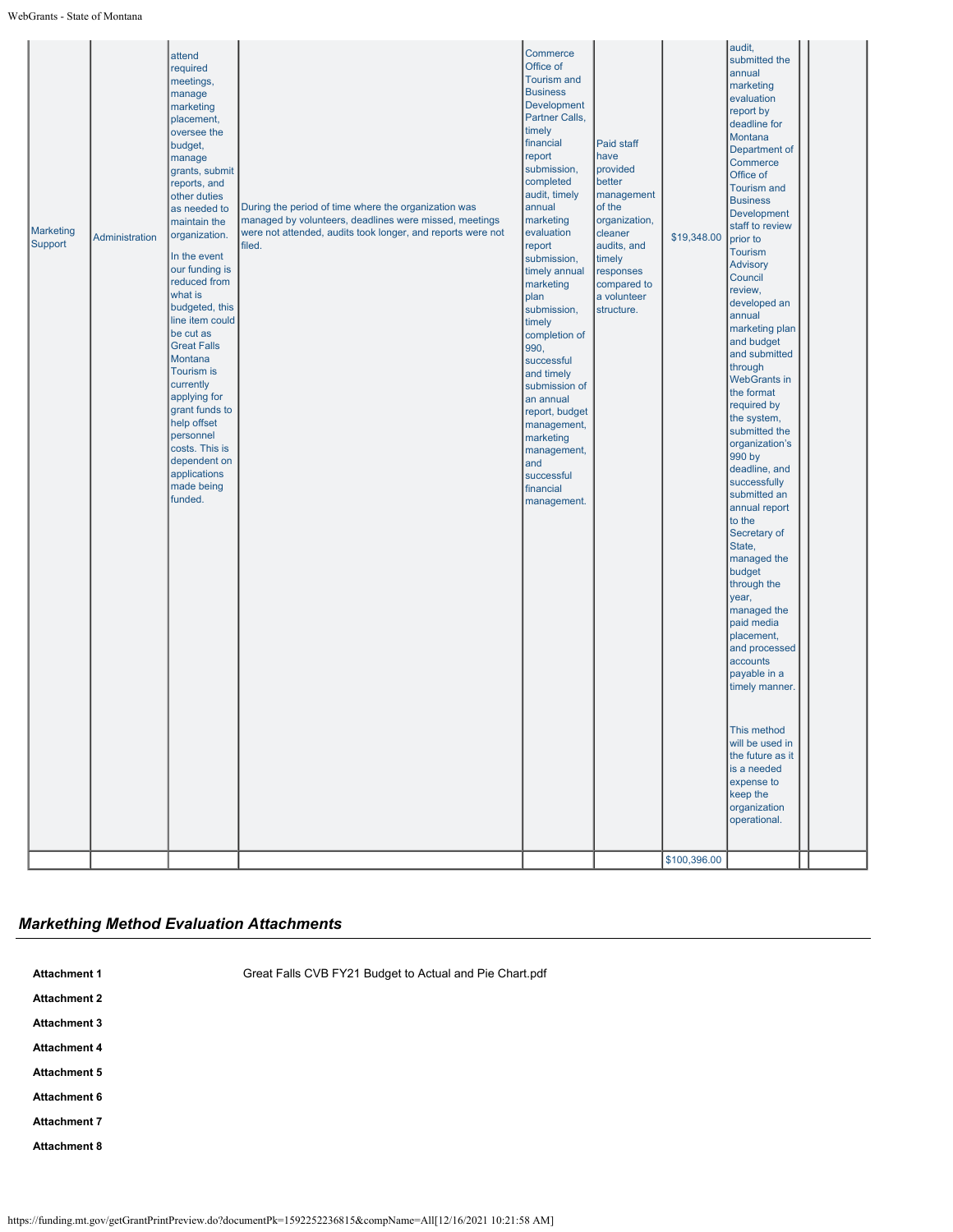| | | | | | | | | | |
|---|---|---|---|---|---|---|---|---|---|
| Marketing Support | Administration | attend required meetings, manage marketing placement, oversee the budget, manage grants, submit reports, and other duties as needed to maintain the organization.<br><br>In the event our funding is reduced from what is budgeted, this line item could be cut as Great Falls Montana Tourism is currently applying for grant funds to help offset personnel costs. This is dependent on applications made being funded. | During the period of time where the organization was managed by volunteers, deadlines were missed, meetings were not attended, audits took longer, and reports were not filed. | Commerce Office of Tourism and Business Development Partner Calls, timely financial report submission, completed audit, timely annual marketing evaluation report submission, timely annual marketing plan submission, timely completion of 990, successful and timely submission of an annual report, budget management, marketing management, and successful financial management. | Paid staff have provided better management of the organization, cleaner audits, and timely responses compared to a volunteer structure. | $19,348.00 | audit, submitted the annual marketing evaluation report by deadline for Montana Department of Commerce Office of Tourism and Business Development staff to review prior to Tourism Advisory Council review, developed an annual marketing plan and budget and submitted through WebGrants in the format required by the system, submitted the organization's 990 by deadline, and successfully submitted an annual report to the Secretary of State, managed the budget through the year, managed the paid media placement, and processed accounts payable in a timely manner.<br><br>This method will be used in the future as it is a needed expense to keep the organization operational. | | |
| | | | | | | $100,396.00 | | | |

## *Markething Method Evaluation Attachments*

| | |
|---|---|
| **Attachment 1** | Great Falls CVB FY21 Budget to Actual and Pie Chart.pdf |
| **Attachment 2** | |
| **Attachment 3** | |
| **Attachment 4** | |
| **Attachment 5** | |
| **Attachment 6** | |
| **Attachment 7** | |
| **Attachment 8** | |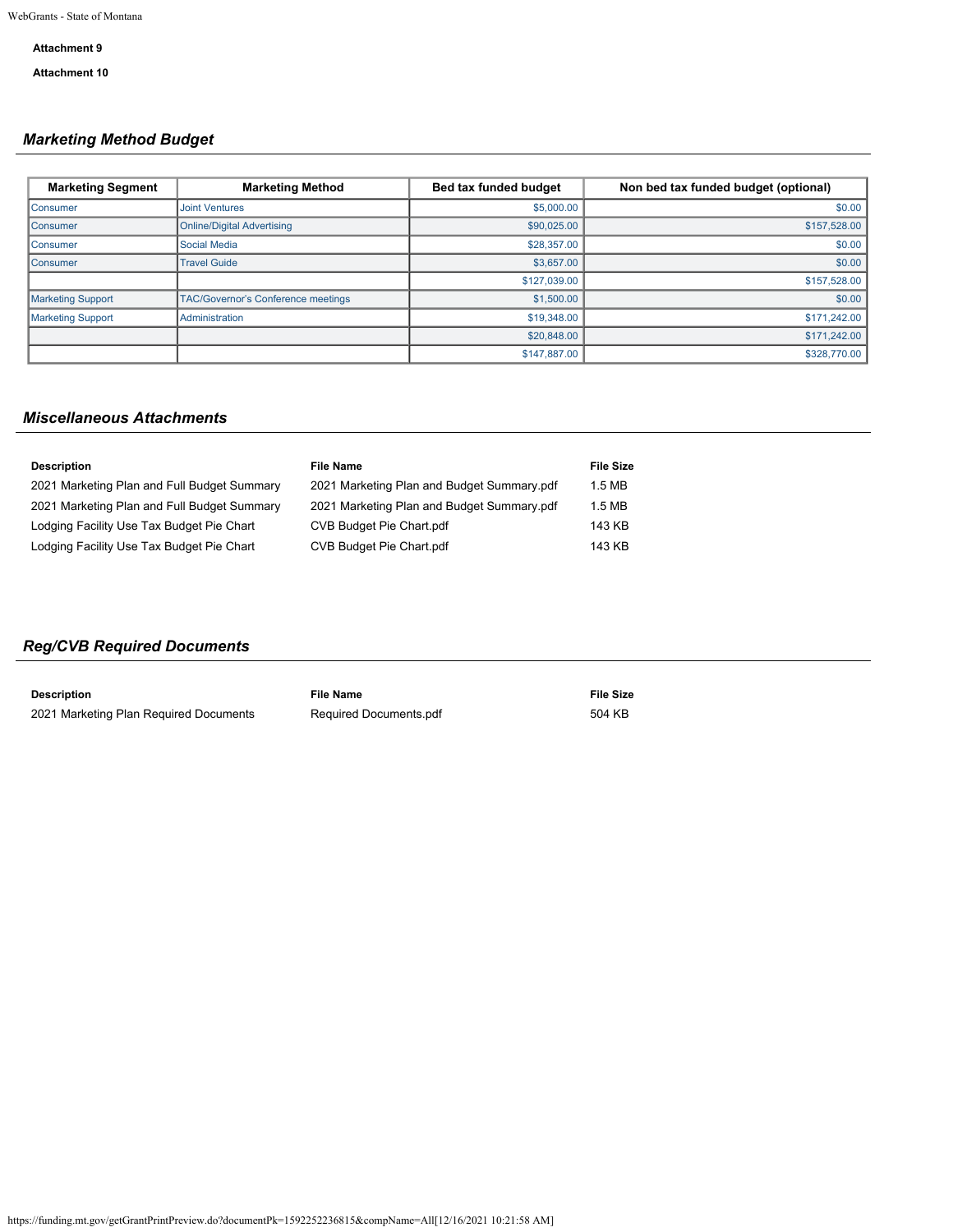**Attachment 9**

**Attachment 10**

## *Marketing Method Budget*

| Marketing Segment | Marketing Method | Bed tax funded budget | Non bed tax funded budget (optional) |
|---|---|---|---|
| Consumer | Joint Ventures | $5,000.00 | $0.00 |
| Consumer | Online/Digital Advertising | $90,025.00 | $157,528.00 |
| Consumer | Social Media | $28,357.00 | $0.00 |
| Consumer | Travel Guide | $3,657.00 | $0.00 |
| | | $127,039.00 | $157,528.00 |
| Marketing Support | TAC/Governor's Conference meetings | $1,500.00 | $0.00 |
| Marketing Support | Administration | $19,348.00 | $171,242.00 |
| | | $20,848.00 | $171,242.00 |
| | | $147,887.00 | $328,770.00 |

## *Miscellaneous Attachments*

| Description | File Name | File Size |
|---|---|---|
| 2021 Marketing Plan and Full Budget Summary | 2021 Marketing Plan and Budget Summary.pdf | 1.5 MB |
| 2021 Marketing Plan and Full Budget Summary | 2021 Marketing Plan and Budget Summary.pdf | 1.5 MB |
| Lodging Facility Use Tax Budget Pie Chart | CVB Budget Pie Chart.pdf | 143 KB |
| Lodging Facility Use Tax Budget Pie Chart | CVB Budget Pie Chart.pdf | 143 KB |

## *Reg/CVB Required Documents*

| Description | File Name | File Size |
|---|---|---|
| 2021 Marketing Plan Required Documents | Required Documents.pdf | 504 KB |